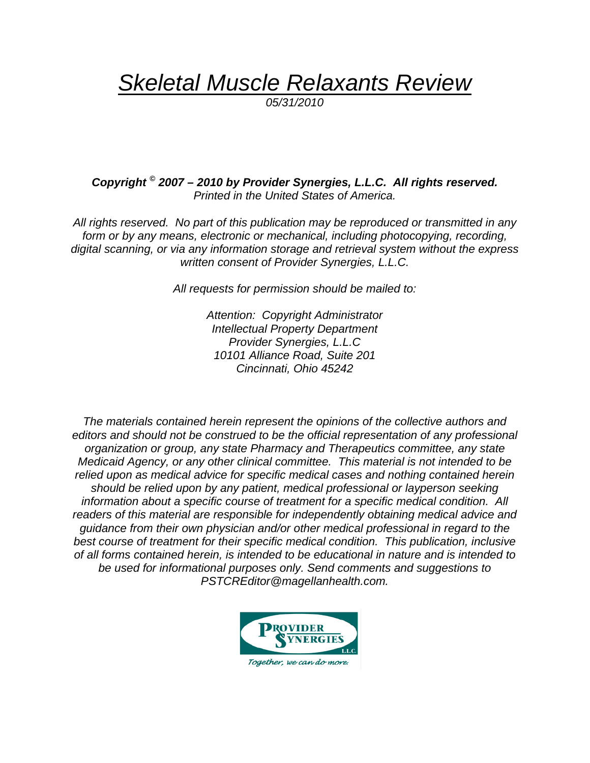# *Skeletal Muscle Relaxants Review*

*05/31/2010*

***Copyright © 2007 – 2010 by Provider Synergies, L.L.C. All rights reserved.***
*Printed in the United States of America.*

*All rights reserved. No part of this publication may be reproduced or transmitted in any form or by any means, electronic or mechanical, including photocopying, recording, digital scanning, or via any information storage and retrieval system without the express written consent of Provider Synergies, L.L.C.*

*All requests for permission should be mailed to:*

*Attention: Copyright Administrator*
*Intellectual Property Department*
*Provider Synergies, L.L.C*
*10101 Alliance Road, Suite 201*
*Cincinnati, Ohio 45242*

*The materials contained herein represent the opinions of the collective authors and editors and should not be construed to be the official representation of any professional organization or group, any state Pharmacy and Therapeutics committee, any state Medicaid Agency, or any other clinical committee. This material is not intended to be relied upon as medical advice for specific medical cases and nothing contained herein should be relied upon by any patient, medical professional or layperson seeking information about a specific course of treatment for a specific medical condition. All readers of this material are responsible for independently obtaining medical advice and guidance from their own physician and/or other medical professional in regard to the best course of treatment for their specific medical condition. This publication, inclusive of all forms contained herein, is intended to be educational in nature and is intended to be used for informational purposes only. Send comments and suggestions to PSTCREditor@magellanhealth.com.*

PROVIDER SYNERGIES L.L.C.

*Together, we can do more.*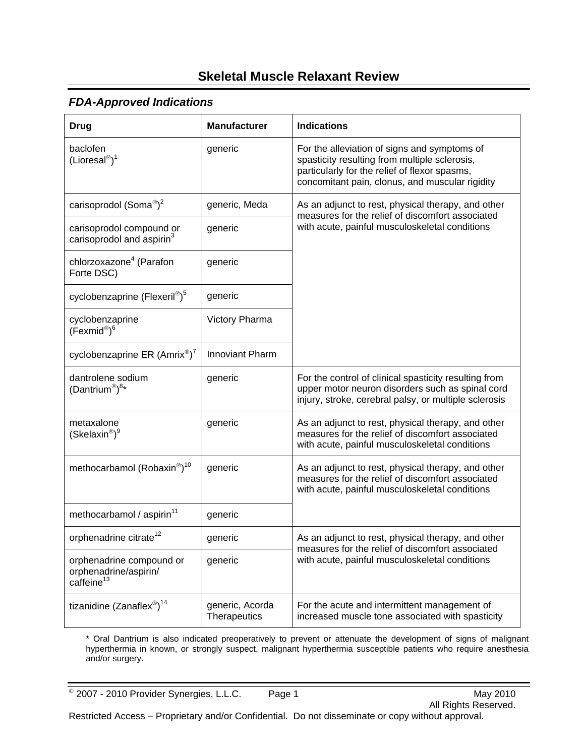# Skeletal Muscle Relaxant Review

## *FDA-Approved Indications*

| Drug | Manufacturer | Indications |
|---|---|---|
| baclofen (Lioresal®)[1] | generic | For the alleviation of signs and symptoms of spasticity resulting from multiple sclerosis, particularly for the relief of flexor spasms, concomitant pain, clonus, and muscular rigidity |
| carisoprodol (Soma®)[2] | generic, Meda | As an adjunct to rest, physical therapy, and other measures for the relief of discomfort associated with acute, painful musculoskeletal conditions |
| carisoprodol compound or carisoprodol and aspirin[3] | generic | |
| chlorzoxazone[4] (Parafon Forte DSC) | generic | |
| cyclobenzaprine (Flexeril®)[5] | generic | |
| cyclobenzaprine (Fexmid®)[6] | Victory Pharma | |
| cyclobenzaprine ER (Amrix®)[7] | Innoviant Pharm | |
| dantrolene sodium (Dantrium®)[8]* | generic | For the control of clinical spasticity resulting from upper motor neuron disorders such as spinal cord injury, stroke, cerebral palsy, or multiple sclerosis |
| metaxalone (Skelaxin®)[9] | generic | As an adjunct to rest, physical therapy, and other measures for the relief of discomfort associated with acute, painful musculoskeletal conditions |
| methocarbamol (Robaxin®)[10] | generic | As an adjunct to rest, physical therapy, and other measures for the relief of discomfort associated with acute, painful musculoskeletal conditions |
| methocarbamol / aspirin[11] | generic | |
| orphenadrine citrate[12] | generic | As an adjunct to rest, physical therapy, and other measures for the relief of discomfort associated with acute, painful musculoskeletal conditions |
| orphenadrine compound or orphenadrine/aspirin/ caffeine[13] | generic | |
| tizanidine (Zanaflex®)[14] | generic, Acorda Therapeutics | For the acute and intermittent management of increased muscle tone associated with spasticity |

\* Oral Dantrium is also indicated preoperatively to prevent or attenuate the development of signs of malignant hyperthermia in known, or strongly suspect, malignant hyperthermia susceptible patients who require anesthesia and/or surgery.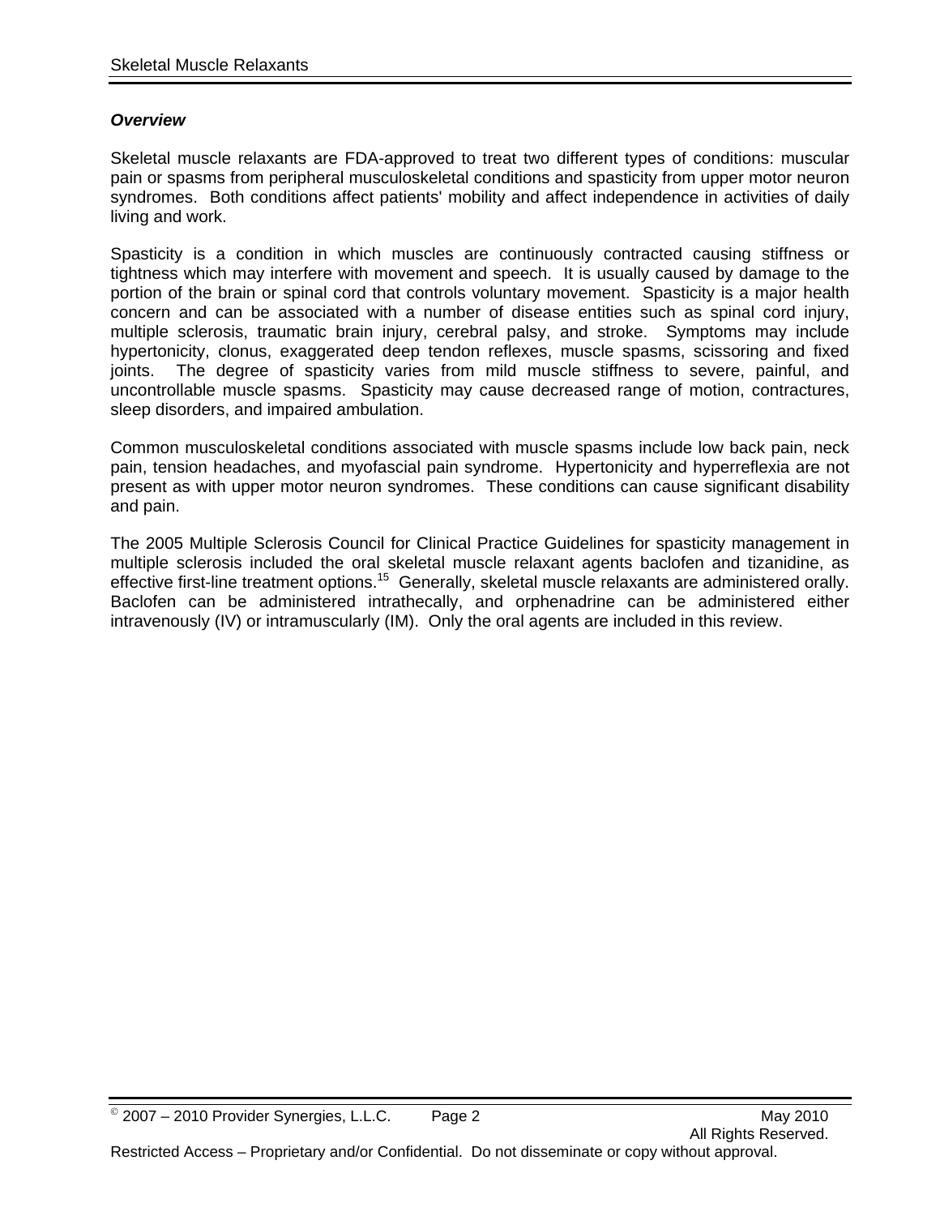## *Overview*

Skeletal muscle relaxants are FDA-approved to treat two different types of conditions: muscular pain or spasms from peripheral musculoskeletal conditions and spasticity from upper motor neuron syndromes. Both conditions affect patients' mobility and affect independence in activities of daily living and work.

Spasticity is a condition in which muscles are continuously contracted causing stiffness or tightness which may interfere with movement and speech. It is usually caused by damage to the portion of the brain or spinal cord that controls voluntary movement. Spasticity is a major health concern and can be associated with a number of disease entities such as spinal cord injury, multiple sclerosis, traumatic brain injury, cerebral palsy, and stroke. Symptoms may include hypertonicity, clonus, exaggerated deep tendon reflexes, muscle spasms, scissoring and fixed joints. The degree of spasticity varies from mild muscle stiffness to severe, painful, and uncontrollable muscle spasms. Spasticity may cause decreased range of motion, contractures, sleep disorders, and impaired ambulation.

Common musculoskeletal conditions associated with muscle spasms include low back pain, neck pain, tension headaches, and myofascial pain syndrome. Hypertonicity and hyperreflexia are not present as with upper motor neuron syndromes. These conditions can cause significant disability and pain.

The 2005 Multiple Sclerosis Council for Clinical Practice Guidelines for spasticity management in multiple sclerosis included the oral skeletal muscle relaxant agents baclofen and tizanidine, as effective first-line treatment options.[15] Generally, skeletal muscle relaxants are administered orally. Baclofen can be administered intrathecally, and orphenadrine can be administered either intravenously (IV) or intramuscularly (IM). Only the oral agents are included in this review.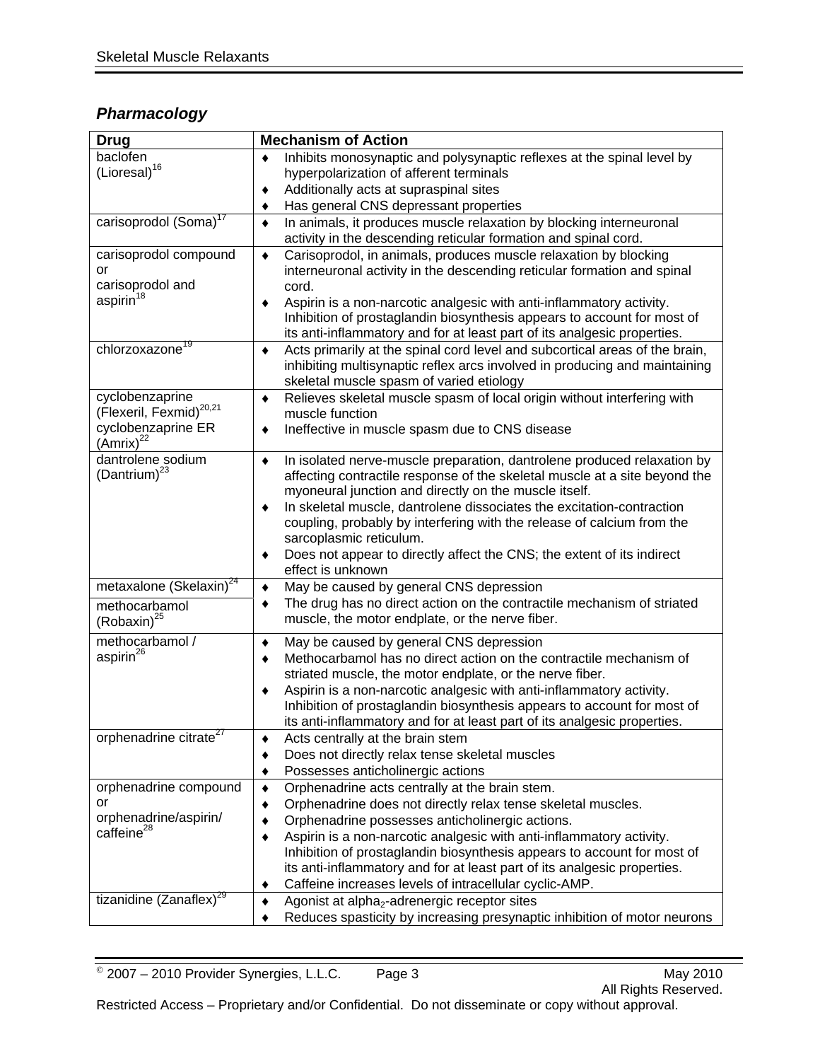## *Pharmacology*

| Drug | Mechanism of Action |
|---|---|
| baclofen (Lioresal)[16] | ♦ Inhibits monosynaptic and polysynaptic reflexes at the spinal level by hyperpolarization of afferent terminals<br>♦ Additionally acts at supraspinal sites<br>♦ Has general CNS depressant properties |
| carisoprodol (Soma)[17] | ♦ In animals, it produces muscle relaxation by blocking interneuronal activity in the descending reticular formation and spinal cord. |
| carisoprodol compound or carisoprodol and aspirin[18] | ♦ Carisoprodol, in animals, produces muscle relaxation by blocking interneuronal activity in the descending reticular formation and spinal cord.<br>♦ Aspirin is a non-narcotic analgesic with anti-inflammatory activity. Inhibition of prostaglandin biosynthesis appears to account for most of its anti-inflammatory and for at least part of its analgesic properties. |
| chlorzoxazone[19] | ♦ Acts primarily at the spinal cord level and subcortical areas of the brain, inhibiting multisynaptic reflex arcs involved in producing and maintaining skeletal muscle spasm of varied etiology |
| cyclobenzaprine (Flexeril, Fexmid)[20,21]<br>cyclobenzaprine ER (Amrix)[22] | ♦ Relieves skeletal muscle spasm of local origin without interfering with muscle function<br>♦ Ineffective in muscle spasm due to CNS disease |
| dantrolene sodium (Dantrium)[23] | ♦ In isolated nerve-muscle preparation, dantrolene produced relaxation by affecting contractile response of the skeletal muscle at a site beyond the myoneural junction and directly on the muscle itself.<br>♦ In skeletal muscle, dantrolene dissociates the excitation-contraction coupling, probably by interfering with the release of calcium from the sarcoplasmic reticulum.<br>♦ Does not appear to directly affect the CNS; the extent of its indirect effect is unknown |
| metaxalone (Skelaxin)[24]<br>methocarbamol (Robaxin)[25] | ♦ May be caused by general CNS depression<br>♦ The drug has no direct action on the contractile mechanism of striated muscle, the motor endplate, or the nerve fiber. |
| methocarbamol / aspirin[26] | ♦ May be caused by general CNS depression<br>♦ Methocarbamol has no direct action on the contractile mechanism of striated muscle, the motor endplate, or the nerve fiber.<br>♦ Aspirin is a non-narcotic analgesic with anti-inflammatory activity. Inhibition of prostaglandin biosynthesis appears to account for most of its anti-inflammatory and for at least part of its analgesic properties. |
| orphenadrine citrate[27] | ♦ Acts centrally at the brain stem<br>♦ Does not directly relax tense skeletal muscles<br>♦ Possesses anticholinergic actions |
| orphenadrine compound or orphenadrine/aspirin/ caffeine[28] | ♦ Orphenadrine acts centrally at the brain stem.<br>♦ Orphenadrine does not directly relax tense skeletal muscles.<br>♦ Orphenadrine possesses anticholinergic actions.<br>♦ Aspirin is a non-narcotic analgesic with anti-inflammatory activity. Inhibition of prostaglandin biosynthesis appears to account for most of its anti-inflammatory and for at least part of its analgesic properties.<br>♦ Caffeine increases levels of intracellular cyclic-AMP. |
| tizanidine (Zanaflex)[29] | ♦ Agonist at $alpha_2$-adrenergic receptor sites<br>♦ Reduces spasticity by increasing presynaptic inhibition of motor neurons |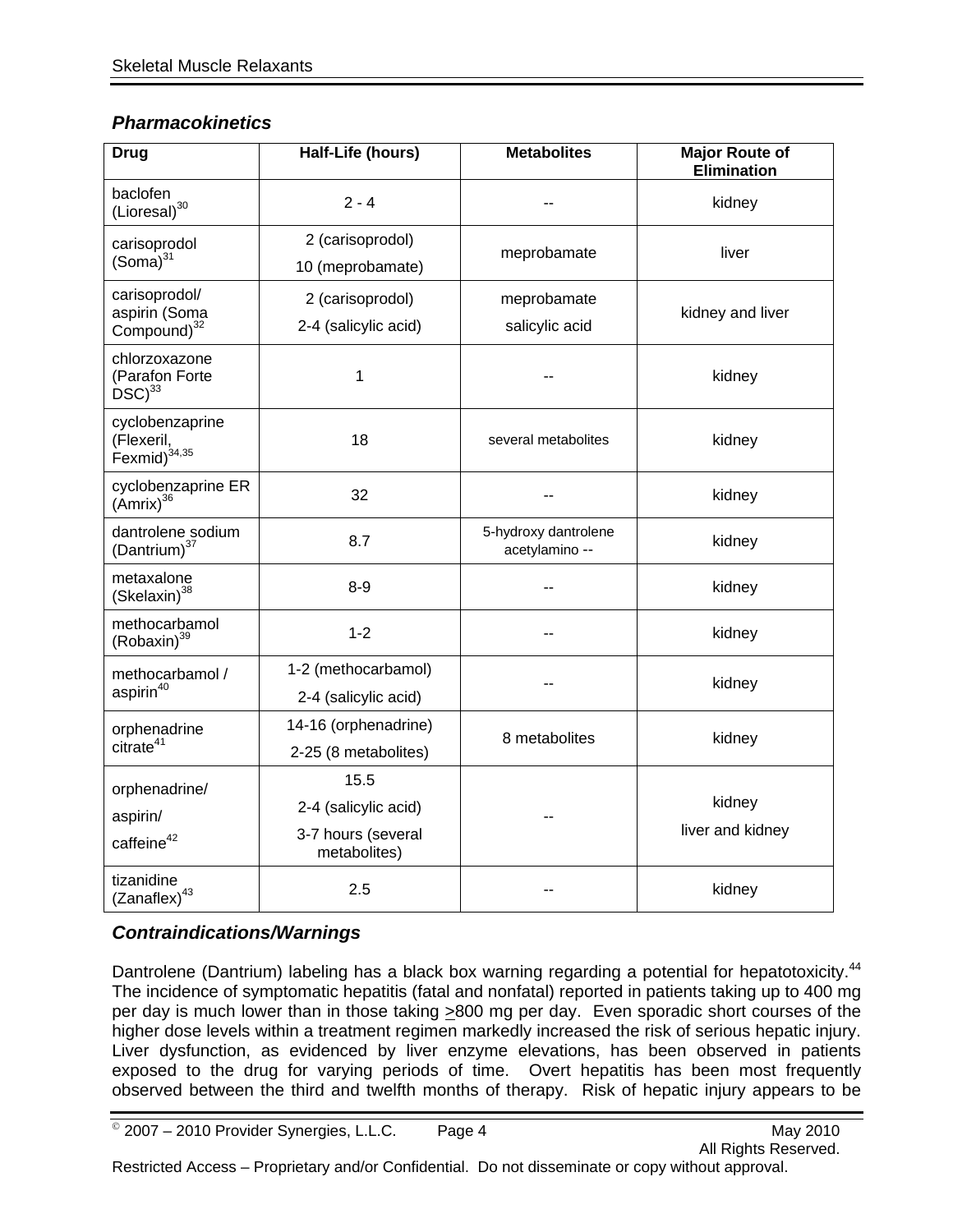### *Pharmacokinetics*

| Drug | Half-Life (hours) | Metabolites | Major Route of Elimination |
|---|---|---|---|
| baclofen (Lioresal)[30] | 2 - 4 | -- | kidney |
| carisoprodol (Soma)[31] | 2 (carisoprodol)<br>10 (meprobamate) | meprobamate | liver |
| carisoprodol/ aspirin (Soma Compound)[32] | 2 (carisoprodol)<br>2-4 (salicylic acid) | meprobamate<br>salicylic acid | kidney and liver |
| chlorzoxazone (Parafon Forte DSC)[33] | 1 | -- | kidney |
| cyclobenzaprine (Flexeril, Fexmid)[34,35] | 18 | several metabolites | kidney |
| cyclobenzaprine ER (Amrix)[36] | 32 | -- | kidney |
| dantrolene sodium (Dantrium)[37] | 8.7 | 5-hydroxy dantrolene<br>acetylamino -- | kidney |
| metaxalone (Skelaxin)[38] | 8-9 | -- | kidney |
| methocarbamol (Robaxin)[39] | 1-2 | -- | kidney |
| methocarbamol / aspirin[40] | 1-2 (methocarbamol)<br>2-4 (salicylic acid) | -- | kidney |
| orphenadrine citrate[41] | 14-16 (orphenadrine)<br>2-25 (8 metabolites) | 8 metabolites | kidney |
| orphenadrine/<br>aspirin/<br>caffeine[42] | 15.5<br>2-4 (salicylic acid)<br>3-7 hours (several metabolites) | -- | kidney<br>liver and kidney |
| tizanidine (Zanaflex)[43] | 2.5 | -- | kidney |

### *Contraindications/Warnings*

Dantrolene (Dantrium) labeling has a black box warning regarding a potential for hepatotoxicity.[44] The incidence of symptomatic hepatitis (fatal and nonfatal) reported in patients taking up to 400 mg per day is much lower than in those taking ≥800 mg per day. Even sporadic short courses of the higher dose levels within a treatment regimen markedly increased the risk of serious hepatic injury. Liver dysfunction, as evidenced by liver enzyme elevations, has been observed in patients exposed to the drug for varying periods of time. Overt hepatitis has been most frequently observed between the third and twelfth months of therapy. Risk of hepatic injury appears to be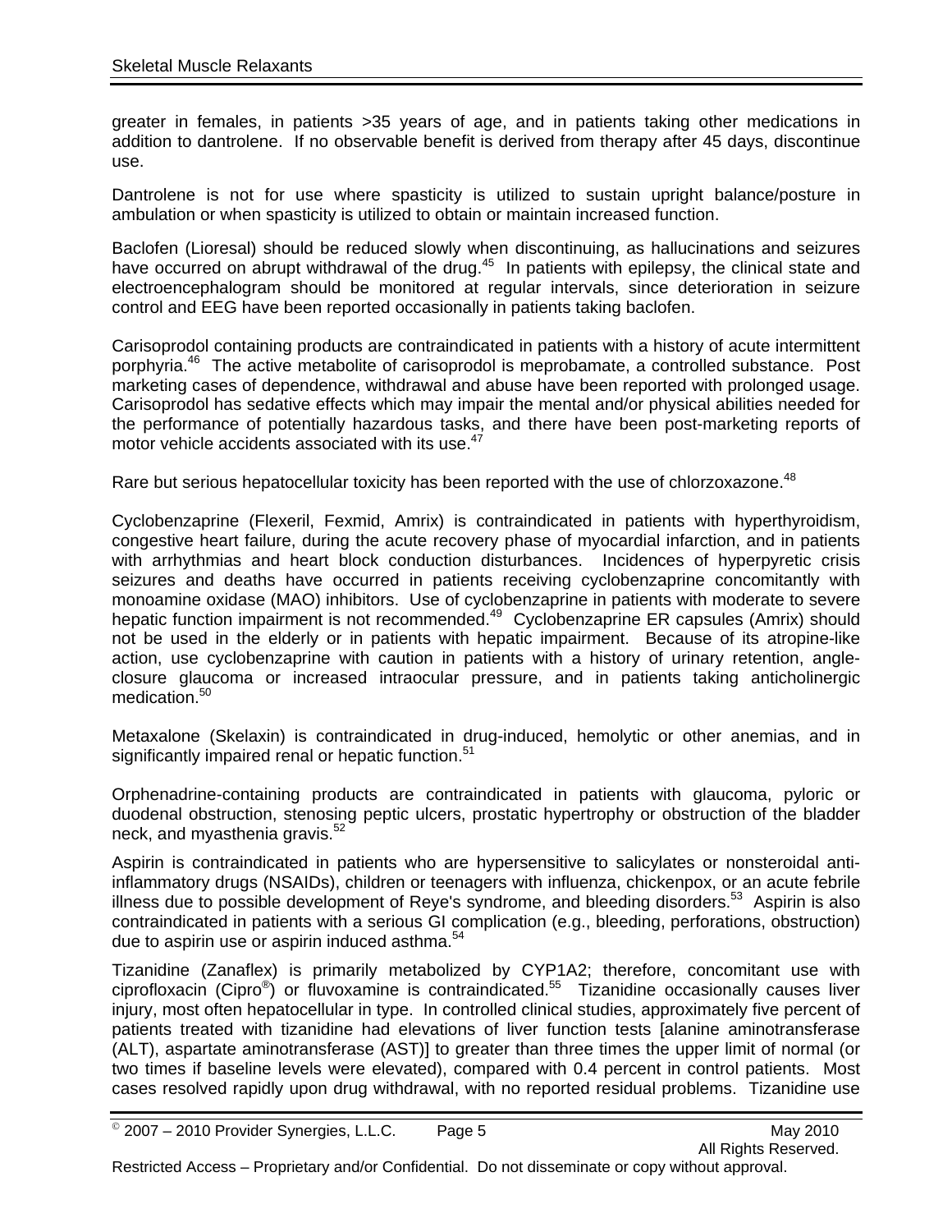greater in females, in patients >35 years of age, and in patients taking other medications in addition to dantrolene. If no observable benefit is derived from therapy after 45 days, discontinue use.

Dantrolene is not for use where spasticity is utilized to sustain upright balance/posture in ambulation or when spasticity is utilized to obtain or maintain increased function.

Baclofen (Lioresal) should be reduced slowly when discontinuing, as hallucinations and seizures have occurred on abrupt withdrawal of the drug.[45] In patients with epilepsy, the clinical state and electroencephalogram should be monitored at regular intervals, since deterioration in seizure control and EEG have been reported occasionally in patients taking baclofen.

Carisoprodol containing products are contraindicated in patients with a history of acute intermittent porphyria.[46] The active metabolite of carisoprodol is meprobamate, a controlled substance. Post marketing cases of dependence, withdrawal and abuse have been reported with prolonged usage. Carisoprodol has sedative effects which may impair the mental and/or physical abilities needed for the performance of potentially hazardous tasks, and there have been post-marketing reports of motor vehicle accidents associated with its use.[47]

Rare but serious hepatocellular toxicity has been reported with the use of chlorzoxazone.[48]

Cyclobenzaprine (Flexeril, Fexmid, Amrix) is contraindicated in patients with hyperthyroidism, congestive heart failure, during the acute recovery phase of myocardial infarction, and in patients with arrhythmias and heart block conduction disturbances. Incidences of hyperpyretic crisis seizures and deaths have occurred in patients receiving cyclobenzaprine concomitantly with monoamine oxidase (MAO) inhibitors. Use of cyclobenzaprine in patients with moderate to severe hepatic function impairment is not recommended.[49] Cyclobenzaprine ER capsules (Amrix) should not be used in the elderly or in patients with hepatic impairment. Because of its atropine-like action, use cyclobenzaprine with caution in patients with a history of urinary retention, angle-closure glaucoma or increased intraocular pressure, and in patients taking anticholinergic medication.[50]

Metaxalone (Skelaxin) is contraindicated in drug-induced, hemolytic or other anemias, and in significantly impaired renal or hepatic function.[51]

Orphenadrine-containing products are contraindicated in patients with glaucoma, pyloric or duodenal obstruction, stenosing peptic ulcers, prostatic hypertrophy or obstruction of the bladder neck, and myasthenia gravis.[52]

Aspirin is contraindicated in patients who are hypersensitive to salicylates or nonsteroidal anti-inflammatory drugs (NSAIDs), children or teenagers with influenza, chickenpox, or an acute febrile illness due to possible development of Reye's syndrome, and bleeding disorders.[53] Aspirin is also contraindicated in patients with a serious GI complication (e.g., bleeding, perforations, obstruction) due to aspirin use or aspirin induced asthma.[54]

Tizanidine (Zanaflex) is primarily metabolized by CYP1A2; therefore, concomitant use with ciprofloxacin (Cipro®) or fluvoxamine is contraindicated.[55] Tizanidine occasionally causes liver injury, most often hepatocellular in type. In controlled clinical studies, approximately five percent of patients treated with tizanidine had elevations of liver function tests [alanine aminotransferase (ALT), aspartate aminotransferase (AST)] to greater than three times the upper limit of normal (or two times if baseline levels were elevated), compared with 0.4 percent in control patients. Most cases resolved rapidly upon drug withdrawal, with no reported residual problems. Tizanidine use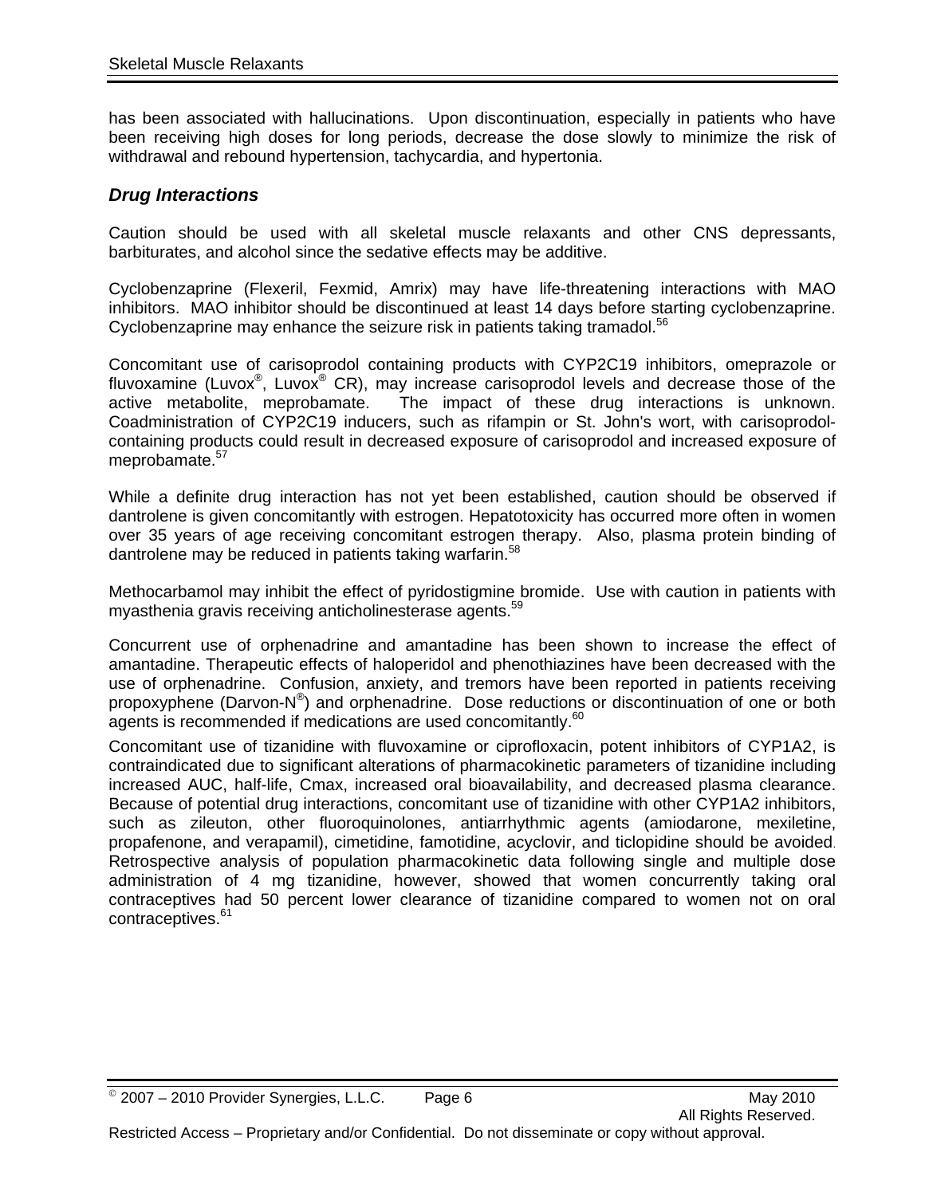has been associated with hallucinations. Upon discontinuation, especially in patients who have been receiving high doses for long periods, decrease the dose slowly to minimize the risk of withdrawal and rebound hypertension, tachycardia, and hypertonia.

### *Drug Interactions*

Caution should be used with all skeletal muscle relaxants and other CNS depressants, barbiturates, and alcohol since the sedative effects may be additive.

Cyclobenzaprine (Flexeril, Fexmid, Amrix) may have life-threatening interactions with MAO inhibitors. MAO inhibitor should be discontinued at least 14 days before starting cyclobenzaprine. Cyclobenzaprine may enhance the seizure risk in patients taking tramadol.[56]

Concomitant use of carisoprodol containing products with CYP2C19 inhibitors, omeprazole or fluvoxamine (Luvox®, Luvox® CR), may increase carisoprodol levels and decrease those of the active metabolite, meprobamate. The impact of these drug interactions is unknown. Coadministration of CYP2C19 inducers, such as rifampin or St. John's wort, with carisoprodol-containing products could result in decreased exposure of carisoprodol and increased exposure of meprobamate.[57]

While a definite drug interaction has not yet been established, caution should be observed if dantrolene is given concomitantly with estrogen. Hepatotoxicity has occurred more often in women over 35 years of age receiving concomitant estrogen therapy. Also, plasma protein binding of dantrolene may be reduced in patients taking warfarin.[58]

Methocarbamol may inhibit the effect of pyridostigmine bromide. Use with caution in patients with myasthenia gravis receiving anticholinesterase agents.[59]

Concurrent use of orphenadrine and amantadine has been shown to increase the effect of amantadine. Therapeutic effects of haloperidol and phenothiazines have been decreased with the use of orphenadrine. Confusion, anxiety, and tremors have been reported in patients receiving propoxyphene (Darvon-N®) and orphenadrine. Dose reductions or discontinuation of one or both agents is recommended if medications are used concomitantly.[60]

Concomitant use of tizanidine with fluvoxamine or ciprofloxacin, potent inhibitors of CYP1A2, is contraindicated due to significant alterations of pharmacokinetic parameters of tizanidine including increased AUC, half-life, Cmax, increased oral bioavailability, and decreased plasma clearance. Because of potential drug interactions, concomitant use of tizanidine with other CYP1A2 inhibitors, such as zileuton, other fluoroquinolones, antiarrhythmic agents (amiodarone, mexiletine, propafenone, and verapamil), cimetidine, famotidine, acyclovir, and ticlopidine should be avoided. Retrospective analysis of population pharmacokinetic data following single and multiple dose administration of 4 mg tizanidine, however, showed that women concurrently taking oral contraceptives had 50 percent lower clearance of tizanidine compared to women not on oral contraceptives.[61]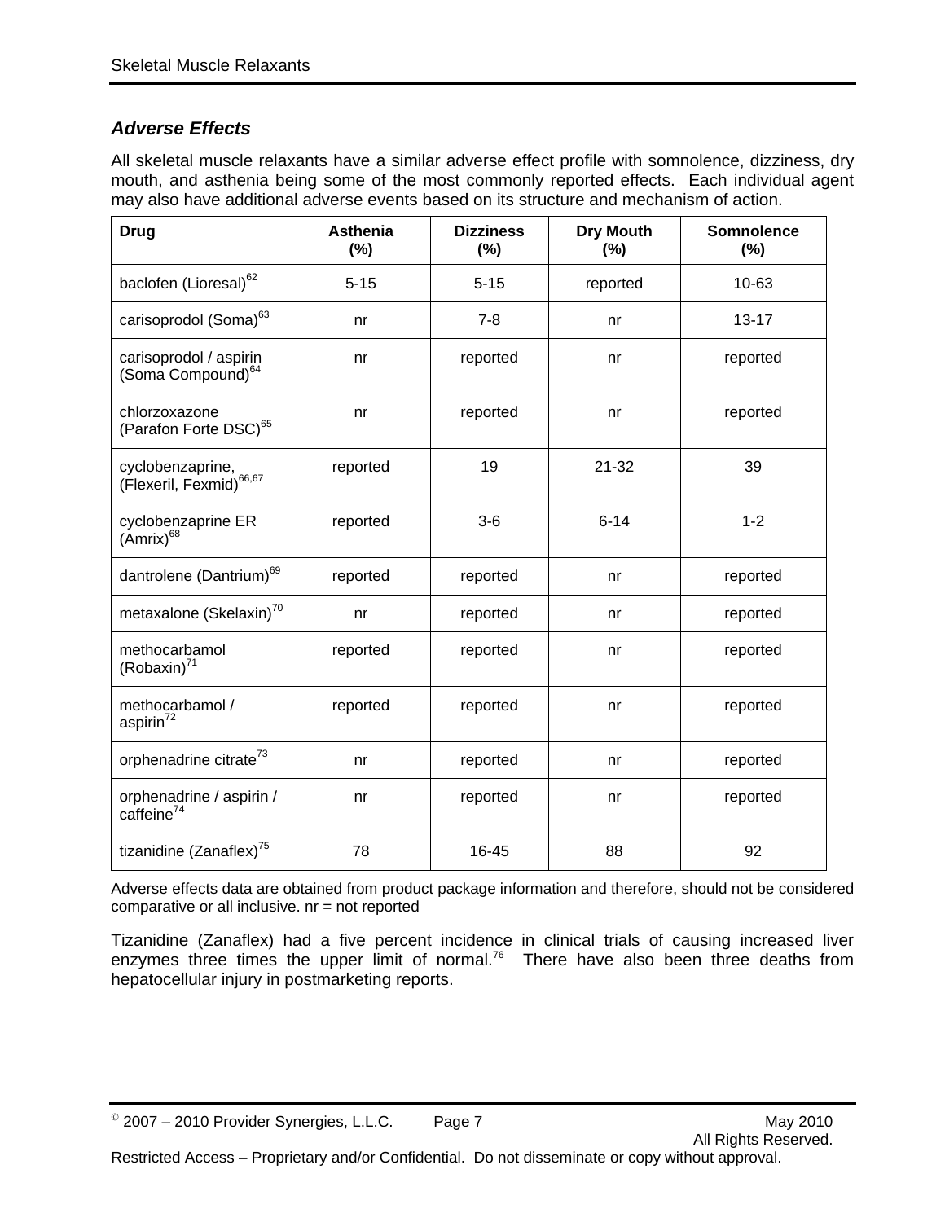### *Adverse Effects*

All skeletal muscle relaxants have a similar adverse effect profile with somnolence, dizziness, dry mouth, and asthenia being some of the most commonly reported effects. Each individual agent may also have additional adverse events based on its structure and mechanism of action.

| Drug | Asthenia (%) | Dizziness (%) | Dry Mouth (%) | Somnolence (%) |
|---|---|---|---|---|
| baclofen (Lioresal)[62] | 5-15 | 5-15 | reported | 10-63 |
| carisoprodol (Soma)[63] | nr | 7-8 | nr | 13-17 |
| carisoprodol / aspirin (Soma Compound)[64] | nr | reported | nr | reported |
| chlorzoxazone (Parafon Forte DSC)[65] | nr | reported | nr | reported |
| cyclobenzaprine, (Flexeril, Fexmid)[66,67] | reported | 19 | 21-32 | 39 |
| cyclobenzaprine ER (Amrix)[68] | reported | 3-6 | 6-14 | 1-2 |
| dantrolene (Dantrium)[69] | reported | reported | nr | reported |
| metaxalone (Skelaxin)[70] | nr | reported | nr | reported |
| methocarbamol (Robaxin)[71] | reported | reported | nr | reported |
| methocarbamol / aspirin[72] | reported | reported | nr | reported |
| orphenadrine citrate[73] | nr | reported | nr | reported |
| orphenadrine / aspirin / caffeine[74] | nr | reported | nr | reported |
| tizanidine (Zanaflex)[75] | 78 | 16-45 | 88 | 92 |

Adverse effects data are obtained from product package information and therefore, should not be considered comparative or all inclusive. nr = not reported

Tizanidine (Zanaflex) had a five percent incidence in clinical trials of causing increased liver enzymes three times the upper limit of normal.[76] There have also been three deaths from hepatocellular injury in postmarketing reports.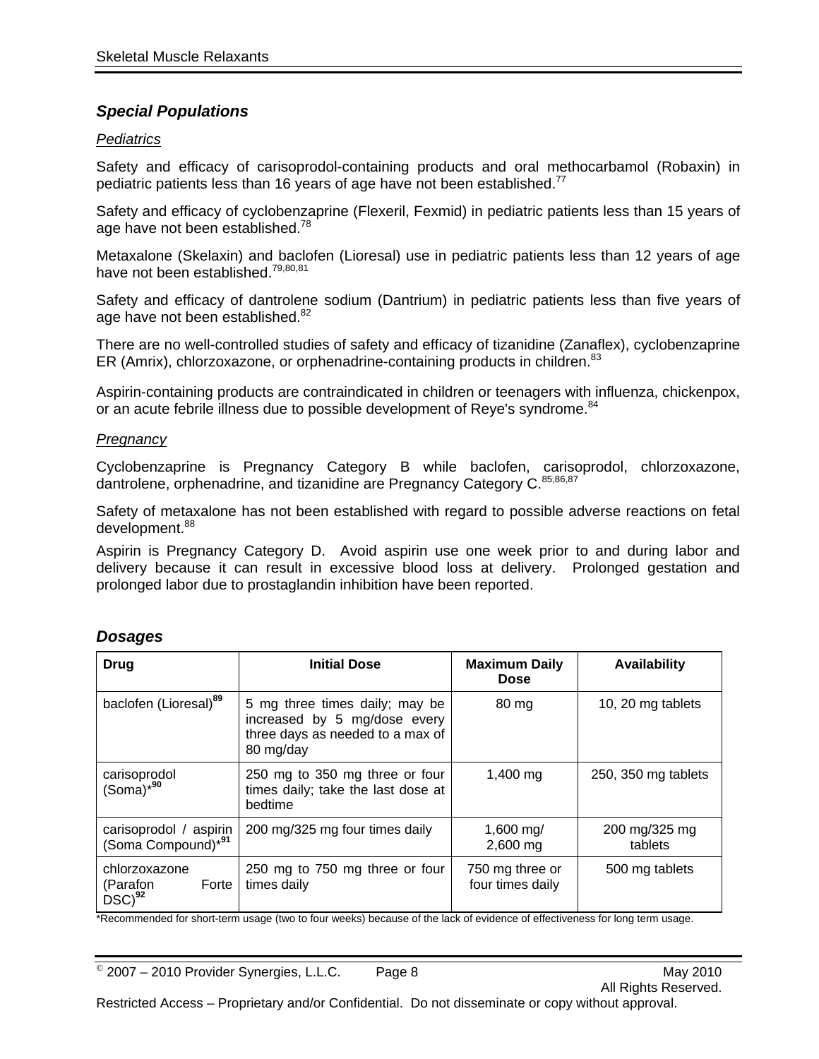## Special Populations

### *Pediatrics*

Safety and efficacy of carisoprodol-containing products and oral methocarbamol (Robaxin) in pediatric patients less than 16 years of age have not been established.[77]

Safety and efficacy of cyclobenzaprine (Flexeril, Fexmid) in pediatric patients less than 15 years of age have not been established.[78]

Metaxalone (Skelaxin) and baclofen (Lioresal) use in pediatric patients less than 12 years of age have not been established.[79,80,81]

Safety and efficacy of dantrolene sodium (Dantrium) in pediatric patients less than five years of age have not been established.[82]

There are no well-controlled studies of safety and efficacy of tizanidine (Zanaflex), cyclobenzaprine ER (Amrix), chlorzoxazone, or orphenadrine-containing products in children.[83]

Aspirin-containing products are contraindicated in children or teenagers with influenza, chickenpox, or an acute febrile illness due to possible development of Reye's syndrome.[84]

### *Pregnancy*

Cyclobenzaprine is Pregnancy Category B while baclofen, carisoprodol, chlorzoxazone, dantrolene, orphenadrine, and tizanidine are Pregnancy Category C.[85,86,87]

Safety of metaxalone has not been established with regard to possible adverse reactions on fetal development.[88]

Aspirin is Pregnancy Category D. Avoid aspirin use one week prior to and during labor and delivery because it can result in excessive blood loss at delivery. Prolonged gestation and prolonged labor due to prostaglandin inhibition have been reported.

## Dosages

| Drug | Initial Dose | Maximum Daily Dose | Availability |
|---|---|---|---|
| baclofen (Lioresal)[89] | 5 mg three times daily; may be increased by 5 mg/dose every three days as needed to a max of 80 mg/day | 80 mg | 10, 20 mg tablets |
| carisoprodol (Soma)*[90] | 250 mg to 350 mg three or four times daily; take the last dose at bedtime | 1,400 mg | 250, 350 mg tablets |
| carisoprodol / aspirin (Soma Compound)*[91] | 200 mg/325 mg four times daily | 1,600 mg/ 2,600 mg | 200 mg/325 mg tablets |
| chlorzoxazone (Parafon Forte DSC)[92] | 250 mg to 750 mg three or four times daily | 750 mg three or four times daily | 500 mg tablets |

*Recommended for short-term usage (two to four weeks) because of the lack of evidence of effectiveness for long term usage.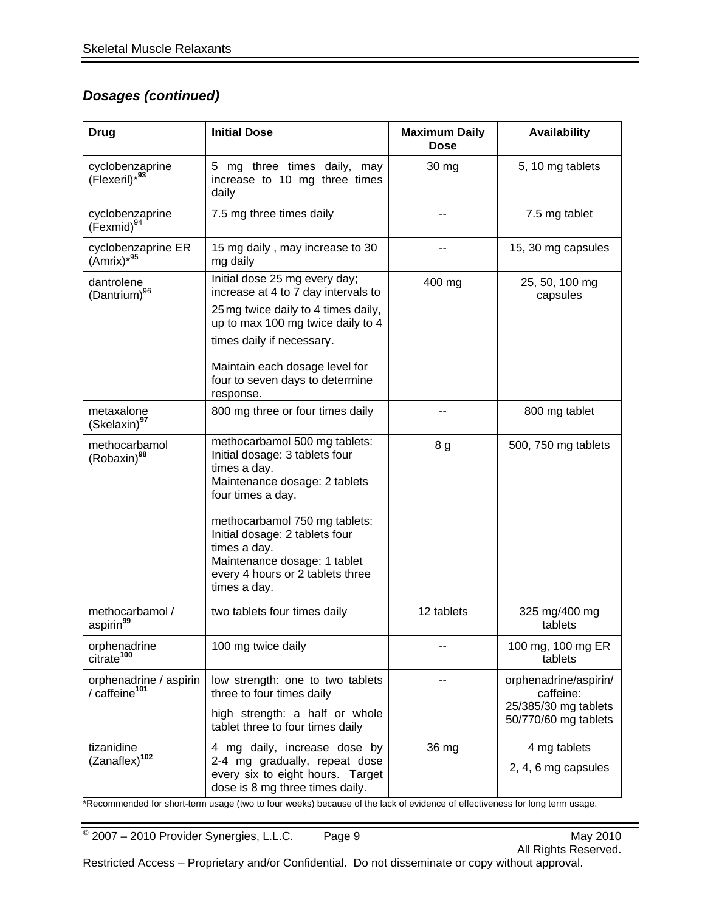### *Dosages (continued)*

| Drug | Initial Dose | Maximum Daily Dose | Availability |
|---|---|---|---|
| cyclobenzaprine (Flexeril)*[93] | 5 mg three times daily, may increase to 10 mg three times daily | 30 mg | 5, 10 mg tablets |
| cyclobenzaprine (Fexmid)[94] | 7.5 mg three times daily | -- | 7.5 mg tablet |
| cyclobenzaprine ER (Amrix)*[95] | 15 mg daily , may increase to 30 mg daily | -- | 15, 30 mg capsules |
| dantrolene (Dantrium)[96] | Initial dose 25 mg every day; increase at 4 to 7 day intervals to 25 mg twice daily to 4 times daily, up to max 100 mg twice daily to 4 times daily if necessary.<br><br>Maintain each dosage level for four to seven days to determine response. | 400 mg | 25, 50, 100 mg capsules |
| metaxalone (Skelaxin)[97] | 800 mg three or four times daily | -- | 800 mg tablet |
| methocarbamol (Robaxin)[98] | methocarbamol 500 mg tablets:<br>Initial dosage: 3 tablets four times a day.<br>Maintenance dosage: 2 tablets four times a day.<br><br>methocarbamol 750 mg tablets:<br>Initial dosage: 2 tablets four times a day.<br>Maintenance dosage: 1 tablet every 4 hours or 2 tablets three times a day. | 8 g | 500, 750 mg tablets |
| methocarbamol / aspirin[99] | two tablets four times daily | 12 tablets | 325 mg/400 mg tablets |
| orphenadrine citrate[100] | 100 mg twice daily | -- | 100 mg, 100 mg ER tablets |
| orphenadrine / aspirin / caffeine[101] | low strength: one to two tablets three to four times daily<br><br>high strength: a half or whole tablet three to four times daily | -- | orphenadrine/aspirin/caffeine:<br>25/385/30 mg tablets<br>50/770/60 mg tablets |
| tizanidine (Zanaflex)[102] | 4 mg daily, increase dose by 2-4 mg gradually, repeat dose every six to eight hours. Target dose is 8 mg three times daily. | 36 mg | 4 mg tablets<br><br>2, 4, 6 mg capsules |

*Recommended for short-term usage (two to four weeks) because of the lack of evidence of effectiveness for long term usage.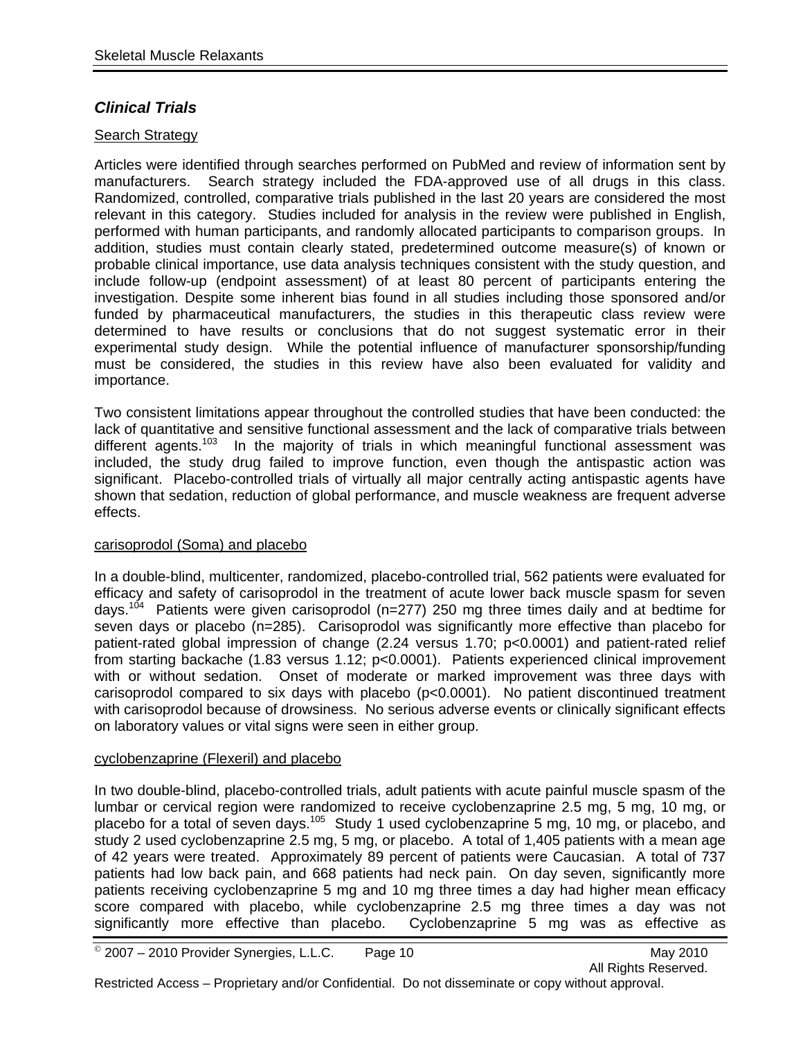## *Clinical Trials*

Search Strategy

Articles were identified through searches performed on PubMed and review of information sent by manufacturers. Search strategy included the FDA-approved use of all drugs in this class. Randomized, controlled, comparative trials published in the last 20 years are considered the most relevant in this category. Studies included for analysis in the review were published in English, performed with human participants, and randomly allocated participants to comparison groups. In addition, studies must contain clearly stated, predetermined outcome measure(s) of known or probable clinical importance, use data analysis techniques consistent with the study question, and include follow-up (endpoint assessment) of at least 80 percent of participants entering the investigation. Despite some inherent bias found in all studies including those sponsored and/or funded by pharmaceutical manufacturers, the studies in this therapeutic class review were determined to have results or conclusions that do not suggest systematic error in their experimental study design. While the potential influence of manufacturer sponsorship/funding must be considered, the studies in this review have also been evaluated for validity and importance.

Two consistent limitations appear throughout the controlled studies that have been conducted: the lack of quantitative and sensitive functional assessment and the lack of comparative trials between different agents.[103] In the majority of trials in which meaningful functional assessment was included, the study drug failed to improve function, even though the antispastic action was significant. Placebo-controlled trials of virtually all major centrally acting antispastic agents have shown that sedation, reduction of global performance, and muscle weakness are frequent adverse effects.

carisoprodol (Soma) and placebo

In a double-blind, multicenter, randomized, placebo-controlled trial, 562 patients were evaluated for efficacy and safety of carisoprodol in the treatment of acute lower back muscle spasm for seven days.[104] Patients were given carisoprodol (n=277) 250 mg three times daily and at bedtime for seven days or placebo (n=285). Carisoprodol was significantly more effective than placebo for patient-rated global impression of change (2.24 versus 1.70; $p<0.0001$) and patient-rated relief from starting backache (1.83 versus 1.12; $p<0.0001$). Patients experienced clinical improvement with or without sedation. Onset of moderate or marked improvement was three days with carisoprodol compared to six days with placebo ($p<0.0001$). No patient discontinued treatment with carisoprodol because of drowsiness. No serious adverse events or clinically significant effects on laboratory values or vital signs were seen in either group.

cyclobenzaprine (Flexeril) and placebo

In two double-blind, placebo-controlled trials, adult patients with acute painful muscle spasm of the lumbar or cervical region were randomized to receive cyclobenzaprine 2.5 mg, 5 mg, 10 mg, or placebo for a total of seven days.[105] Study 1 used cyclobenzaprine 5 mg, 10 mg, or placebo, and study 2 used cyclobenzaprine 2.5 mg, 5 mg, or placebo. A total of 1,405 patients with a mean age of 42 years were treated. Approximately 89 percent of patients were Caucasian. A total of 737 patients had low back pain, and 668 patients had neck pain. On day seven, significantly more patients receiving cyclobenzaprine 5 mg and 10 mg three times a day had higher mean efficacy score compared with placebo, while cyclobenzaprine 2.5 mg three times a day was not significantly more effective than placebo. Cyclobenzaprine 5 mg was as effective as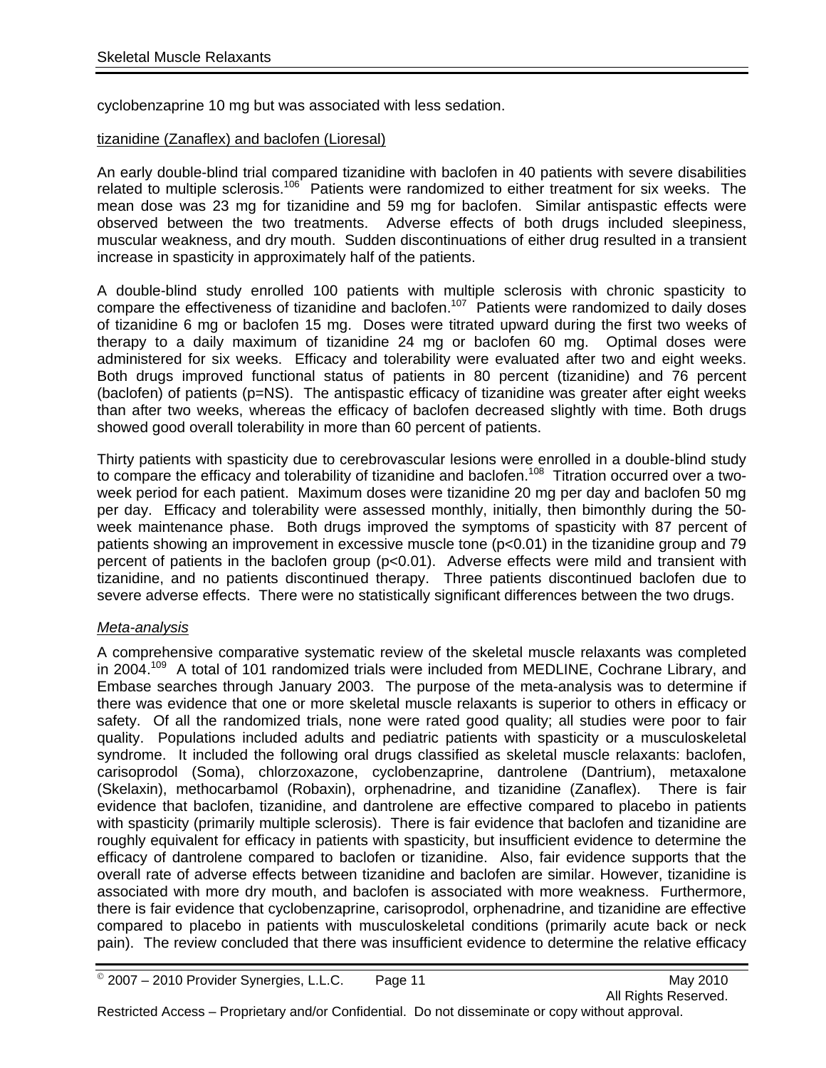cyclobenzaprine 10 mg but was associated with less sedation.

tizanidine (Zanaflex) and baclofen (Lioresal)

An early double-blind trial compared tizanidine with baclofen in 40 patients with severe disabilities related to multiple sclerosis.[106] Patients were randomized to either treatment for six weeks. The mean dose was 23 mg for tizanidine and 59 mg for baclofen. Similar antispastic effects were observed between the two treatments. Adverse effects of both drugs included sleepiness, muscular weakness, and dry mouth. Sudden discontinuations of either drug resulted in a transient increase in spasticity in approximately half of the patients.

A double-blind study enrolled 100 patients with multiple sclerosis with chronic spasticity to compare the effectiveness of tizanidine and baclofen.[107] Patients were randomized to daily doses of tizanidine 6 mg or baclofen 15 mg. Doses were titrated upward during the first two weeks of therapy to a daily maximum of tizanidine 24 mg or baclofen 60 mg. Optimal doses were administered for six weeks. Efficacy and tolerability were evaluated after two and eight weeks. Both drugs improved functional status of patients in 80 percent (tizanidine) and 76 percent (baclofen) of patients (p=NS). The antispastic efficacy of tizanidine was greater after eight weeks than after two weeks, whereas the efficacy of baclofen decreased slightly with time. Both drugs showed good overall tolerability in more than 60 percent of patients.

Thirty patients with spasticity due to cerebrovascular lesions were enrolled in a double-blind study to compare the efficacy and tolerability of tizanidine and baclofen.[108] Titration occurred over a two-week period for each patient. Maximum doses were tizanidine 20 mg per day and baclofen 50 mg per day. Efficacy and tolerability were assessed monthly, initially, then bimonthly during the 50-week maintenance phase. Both drugs improved the symptoms of spasticity with 87 percent of patients showing an improvement in excessive muscle tone ($p<0.01$) in the tizanidine group and 79 percent of patients in the baclofen group ($p<0.01$). Adverse effects were mild and transient with tizanidine, and no patients discontinued therapy. Three patients discontinued baclofen due to severe adverse effects. There were no statistically significant differences between the two drugs.

*Meta-analysis*

A comprehensive comparative systematic review of the skeletal muscle relaxants was completed in 2004.[109] A total of 101 randomized trials were included from MEDLINE, Cochrane Library, and Embase searches through January 2003. The purpose of the meta-analysis was to determine if there was evidence that one or more skeletal muscle relaxants is superior to others in efficacy or safety. Of all the randomized trials, none were rated good quality; all studies were poor to fair quality. Populations included adults and pediatric patients with spasticity or a musculoskeletal syndrome. It included the following oral drugs classified as skeletal muscle relaxants: baclofen, carisoprodol (Soma), chlorzoxazone, cyclobenzaprine, dantrolene (Dantrium), metaxalone (Skelaxin), methocarbamol (Robaxin), orphenadrine, and tizanidine (Zanaflex). There is fair evidence that baclofen, tizanidine, and dantrolene are effective compared to placebo in patients with spasticity (primarily multiple sclerosis). There is fair evidence that baclofen and tizanidine are roughly equivalent for efficacy in patients with spasticity, but insufficient evidence to determine the efficacy of dantrolene compared to baclofen or tizanidine. Also, fair evidence supports that the overall rate of adverse effects between tizanidine and baclofen are similar. However, tizanidine is associated with more dry mouth, and baclofen is associated with more weakness. Furthermore, there is fair evidence that cyclobenzaprine, carisoprodol, orphenadrine, and tizanidine are effective compared to placebo in patients with musculoskeletal conditions (primarily acute back or neck pain). The review concluded that there was insufficient evidence to determine the relative efficacy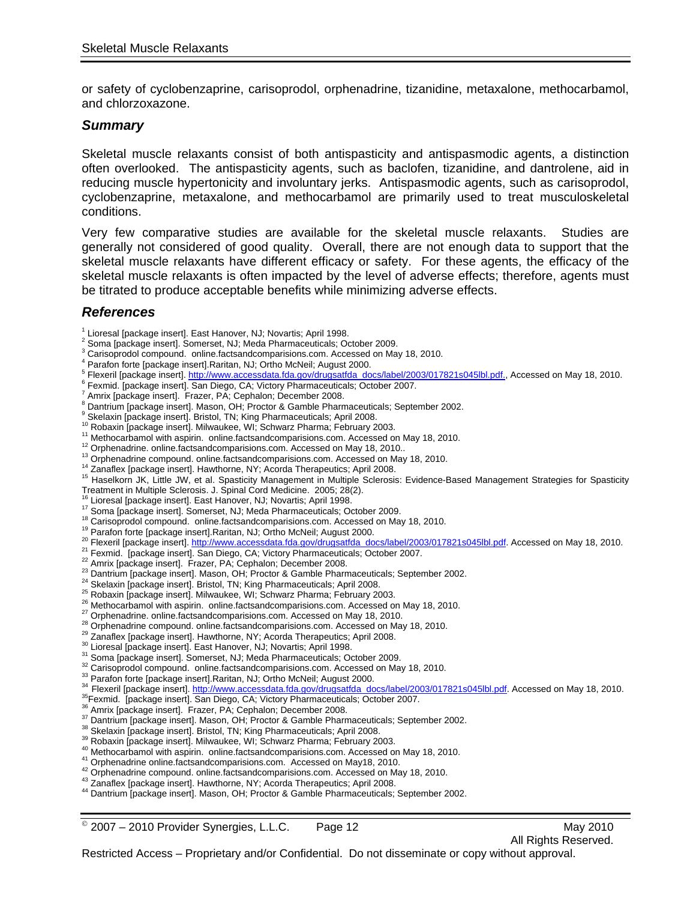or safety of cyclobenzaprine, carisoprodol, orphenadrine, tizanidine, metaxalone, methocarbamol, and chlorzoxazone.

## *Summary*

Skeletal muscle relaxants consist of both antispasticity and antispasmodic agents, a distinction often overlooked. The antispasticity agents, such as baclofen, tizanidine, and dantrolene, aid in reducing muscle hypertonicity and involuntary jerks. Antispasmodic agents, such as carisoprodol, cyclobenzaprine, metaxalone, and methocarbamol are primarily used to treat musculoskeletal conditions.

Very few comparative studies are available for the skeletal muscle relaxants. Studies are generally not considered of good quality. Overall, there are not enough data to support that the skeletal muscle relaxants have different efficacy or safety. For these agents, the efficacy of the skeletal muscle relaxants is often impacted by the level of adverse effects; therefore, agents must be titrated to produce acceptable benefits while minimizing adverse effects.

## *References*

[1] Lioresal [package insert]. East Hanover, NJ; Novartis; April 1998.
[2] Soma [package insert]. Somerset, NJ; Meda Pharmaceuticals; October 2009.
[3] Carisoprodol compound. online.factsandcomparisions.com. Accessed on May 18, 2010.
[4] Parafon forte [package insert].Raritan, NJ; Ortho McNeil; August 2000.
[5] Flexeril [package insert]. http://www.accessdata.fda.gov/drugsatfda_docs/label/2003/017821s045lbl.pdf., Accessed on May 18, 2010.
[6] Fexmid. [package insert]. San Diego, CA; Victory Pharmaceuticals; October 2007.
[7] Amrix [package insert]. Frazer, PA; Cephalon; December 2008.
[8] Dantrium [package insert]. Mason, OH; Proctor & Gamble Pharmaceuticals; September 2002.
[9] Skelaxin [package insert]. Bristol, TN; King Pharmaceuticals; April 2008.
[10] Robaxin [package insert]. Milwaukee, WI; Schwarz Pharma; February 2003.
[11] Methocarbamol with aspirin. online.factsandcomparisions.com. Accessed on May 18, 2010.
[12] Orphenadrine. online.factsandcomparisions.com. Accessed on May 18, 2010..
[13] Orphenadrine compound. online.factsandcomparisions.com. Accessed on May 18, 2010.
[14] Zanaflex [package insert]. Hawthorne, NY; Acorda Therapeutics; April 2008.
[15] Haselkorn JK, Little JW, et al. Spasticity Management in Multiple Sclerosis: Evidence-Based Management Strategies for Spasticity Treatment in Multiple Sclerosis. J. Spinal Cord Medicine. 2005; 28(2).
[16] Lioresal [package insert]. East Hanover, NJ; Novartis; April 1998.
[17] Soma [package insert]. Somerset, NJ; Meda Pharmaceuticals; October 2009.
[18] Carisoprodol compound. online.factsandcomparisions.com. Accessed on May 18, 2010.
[19] Parafon forte [package insert].Raritan, NJ; Ortho McNeil; August 2000.
[20] Flexeril [package insert]. http://www.accessdata.fda.gov/drugsatfda_docs/label/2003/017821s045lbl.pdf. Accessed on May 18, 2010.
[21] Fexmid. [package insert]. San Diego, CA; Victory Pharmaceuticals; October 2007.
[22] Amrix [package insert]. Frazer, PA; Cephalon; December 2008.
[23] Dantrium [package insert]. Mason, OH; Proctor & Gamble Pharmaceuticals; September 2002.
[24] Skelaxin [package insert]. Bristol, TN; King Pharmaceuticals; April 2008.
[25] Robaxin [package insert]. Milwaukee, WI; Schwarz Pharma; February 2003.
[26] Methocarbamol with aspirin. online.factsandcomparisions.com. Accessed on May 18, 2010.
[27] Orphenadrine. online.factsandcomparisions.com. Accessed on May 18, 2010.
[28] Orphenadrine compound. online.factsandcomparisions.com. Accessed on May 18, 2010.
[29] Zanaflex [package insert]. Hawthorne, NY; Acorda Therapeutics; April 2008.
[30] Lioresal [package insert]. East Hanover, NJ; Novartis; April 1998.
[31] Soma [package insert]. Somerset, NJ; Meda Pharmaceuticals; October 2009.
[32] Carisoprodol compound. online.factsandcomparisions.com. Accessed on May 18, 2010.
[33] Parafon forte [package insert].Raritan, NJ; Ortho McNeil; August 2000.
[34] Flexeril [package insert]. http://www.accessdata.fda.gov/drugsatfda_docs/label/2003/017821s045lbl.pdf. Accessed on May 18, 2010.
[35] Fexmid. [package insert]. San Diego, CA; Victory Pharmaceuticals; October 2007.
[36] Amrix [package insert]. Frazer, PA; Cephalon; December 2008.
[37] Dantrium [package insert]. Mason, OH; Proctor & Gamble Pharmaceuticals; September 2002.
[38] Skelaxin [package insert]. Bristol, TN; King Pharmaceuticals; April 2008.
[39] Robaxin [package insert]. Milwaukee, WI; Schwarz Pharma; February 2003.
[40] Methocarbamol with aspirin. online.factsandcomparisions.com. Accessed on May 18, 2010.
[41] Orphenadrine online.factsandcomparisions.com. Accessed on May18, 2010.
[42] Orphenadrine compound. online.factsandcomparisions.com. Accessed on May 18, 2010.
[43] Zanaflex [package insert]. Hawthorne, NY; Acorda Therapeutics; April 2008.
[44] Dantrium [package insert]. Mason, OH; Proctor & Gamble Pharmaceuticals; September 2002.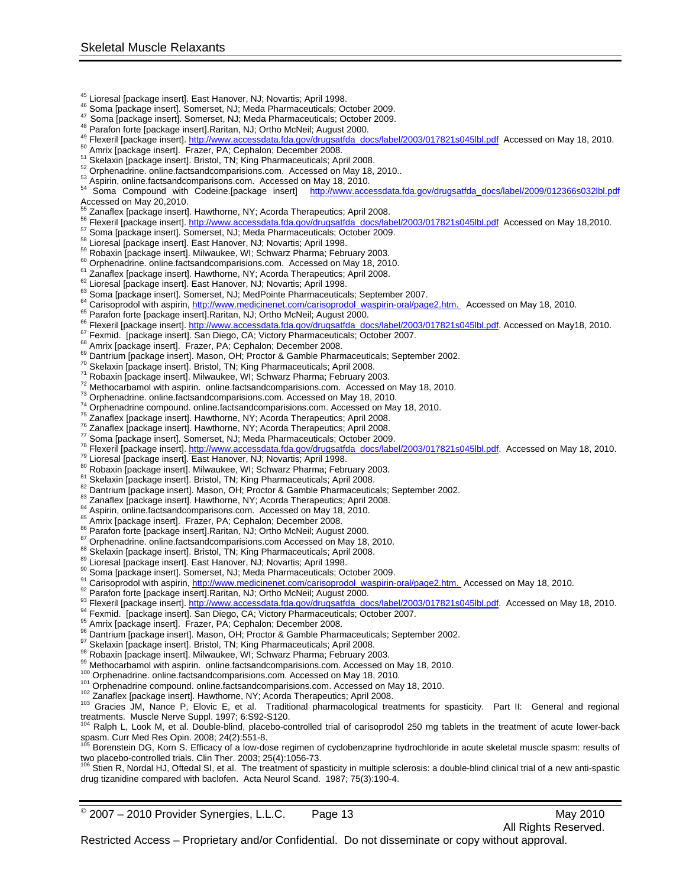[45] Lioresal [package insert]. East Hanover, NJ; Novartis; April 1998.
[46] Soma [package insert]. Somerset, NJ; Meda Pharmaceuticals; October 2009.
[47] Soma [package insert]. Somerset, NJ; Meda Pharmaceuticals; October 2009.
[48] Parafon forte [package insert].Raritan, NJ; Ortho McNeil; August 2000.
[49] Flexeril [package insert]. http://www.accessdata.fda.gov/drugsatfda_docs/label/2003/017821s045lbl.pdf Accessed on May 18, 2010.
[50] Amrix [package insert]. Frazer, PA; Cephalon; December 2008.
[51] Skelaxin [package insert]. Bristol, TN; King Pharmaceuticals; April 2008.
[52] Orphenadrine. online.factsandcomparisions.com. Accessed on May 18, 2010..
[53] Aspirin, online.factsandcomparisons.com. Accessed on May 18, 2010.
[54] Soma Compound with Codeine.[package insert] http://www.accessdata.fda.gov/drugsatfda_docs/label/2009/012366s032lbl.pdf Accessed on May 20,2010.
[55] Zanaflex [package insert]. Hawthorne, NY; Acorda Therapeutics; April 2008.
[56] Flexeril [package insert]. http://www.accessdata.fda.gov/drugsatfda_docs/label/2003/017821s045lbl.pdf Accessed on May 18,2010.
[57] Soma [package insert]. Somerset, NJ; Meda Pharmaceuticals; October 2009.
[58] Lioresal [package insert]. East Hanover, NJ; Novartis; April 1998.
[59] Robaxin [package insert]. Milwaukee, WI; Schwarz Pharma; February 2003.
[60] Orphenadrine. online.factsandcomparisions.com. Accessed on May 18, 2010.
[61] Zanaflex [package insert]. Hawthorne, NY; Acorda Therapeutics; April 2008.
[62] Lioresal [package insert]. East Hanover, NJ; Novartis; April 1998.
[63] Soma [package insert]. Somerset, NJ; MedPointe Pharmaceuticals; September 2007.
[64] Carisoprodol with aspirin, http://www.medicinenet.com/carisoprodol_waspirin-oral/page2.htm. Accessed on May 18, 2010.
[65] Parafon forte [package insert].Raritan, NJ; Ortho McNeil; August 2000.
[66] Flexeril [package insert]. http://www.accessdata.fda.gov/drugsatfda_docs/label/2003/017821s045lbl.pdf. Accessed on May18, 2010.
[67] Fexmid. [package insert]. San Diego, CA; Victory Pharmaceuticals; October 2007.
[68] Amrix [package insert]. Frazer, PA; Cephalon; December 2008.
[69] Dantrium [package insert]. Mason, OH; Proctor & Gamble Pharmaceuticals; September 2002.
[70] Skelaxin [package insert]. Bristol, TN; King Pharmaceuticals; April 2008.
[71] Robaxin [package insert]. Milwaukee, WI; Schwarz Pharma; February 2003.
[72] Methocarbamol with aspirin. online.factsandcomparisions.com. Accessed on May 18, 2010.
[73] Orphenadrine. online.factsandcomparisions.com. Accessed on May 18, 2010.
[74] Orphenadrine compound. online.factsandcomparisions.com. Accessed on May 18, 2010.
[75] Zanaflex [package insert]. Hawthorne, NY; Acorda Therapeutics; April 2008.
[76] Zanaflex [package insert]. Hawthorne, NY; Acorda Therapeutics; April 2008.
[77] Soma [package insert]. Somerset, NJ; Meda Pharmaceuticals; October 2009.
[78] Flexeril [package insert]. http://www.accessdata.fda.gov/drugsatfda_docs/label/2003/017821s045lbl.pdf. Accessed on May 18, 2010.
[79] Lioresal [package insert]. East Hanover, NJ; Novartis; April 1998.
[80] Robaxin [package insert]. Milwaukee, WI; Schwarz Pharma; February 2003.
[81] Skelaxin [package insert]. Bristol, TN; King Pharmaceuticals; April 2008.
[82] Dantrium [package insert]. Mason, OH; Proctor & Gamble Pharmaceuticals; September 2002.
[83] Zanaflex [package insert]. Hawthorne, NY; Acorda Therapeutics; April 2008.
[84] Aspirin, online.factsandcomparisons.com. Accessed on May 18, 2010.
[85] Amrix [package insert]. Frazer, PA; Cephalon; December 2008.
[86] Parafon forte [package insert].Raritan, NJ; Ortho McNeil; August 2000.
[87] Orphenadrine. online.factsandcomparisions.com Accessed on May 18, 2010.
[88] Skelaxin [package insert]. Bristol, TN; King Pharmaceuticals; April 2008.
[89] Lioresal [package insert]. East Hanover, NJ; Novartis; April 1998.
[90] Soma [package insert]. Somerset, NJ; Meda Pharmaceuticals; October 2009.
[91] Carisoprodol with aspirin, http://www.medicinenet.com/carisoprodol_waspirin-oral/page2.htm. Accessed on May 18, 2010.
[92] Parafon forte [package insert].Raritan, NJ; Ortho McNeil; August 2000.
[93] Flexeril [package insert]. http://www.accessdata.fda.gov/drugsatfda_docs/label/2003/017821s045lbl.pdf. Accessed on May 18, 2010.
[94] Fexmid. [package insert]. San Diego, CA; Victory Pharmaceuticals; October 2007.
[95] Amrix [package insert]. Frazer, PA; Cephalon; December 2008.
[96] Dantrium [package insert]. Mason, OH; Proctor & Gamble Pharmaceuticals; September 2002.
[97] Skelaxin [package insert]. Bristol, TN; King Pharmaceuticals; April 2008.
[98] Robaxin [package insert]. Milwaukee, WI; Schwarz Pharma; February 2003.
[99] Methocarbamol with aspirin. online.factsandcomparisions.com. Accessed on May 18, 2010.
[100] Orphenadrine. online.factsandcomparisions.com. Accessed on May 18, 2010.
[101] Orphenadrine compound. online.factsandcomparisions.com. Accessed on May 18, 2010.
[102] Zanaflex [package insert]. Hawthorne, NY; Acorda Therapeutics; April 2008.
[103] Gracies JM, Nance P, Elovic E, et al. Traditional pharmacological treatments for spasticity. Part II: General and regional treatments. Muscle Nerve Suppl. 1997; 6:S92-S120.
[104] Ralph L, Look M, et al. Double-blind, placebo-controlled trial of carisoprodol 250 mg tablets in the treatment of acute lower-back spasm. Curr Med Res Opin. 2008; 24(2):551-8.
[105] Borenstein DG, Korn S. Efficacy of a low-dose regimen of cyclobenzaprine hydrochloride in acute skeletal muscle spasm: results of two placebo-controlled trials. Clin Ther. 2003; 25(4):1056-73.
[106] Stien R, Nordal HJ, Oftedal SI, et al. The treatment of spasticity in multiple sclerosis: a double-blind clinical trial of a new anti-spastic drug tizanidine compared with baclofen. Acta Neurol Scand. 1987; 75(3):190-4.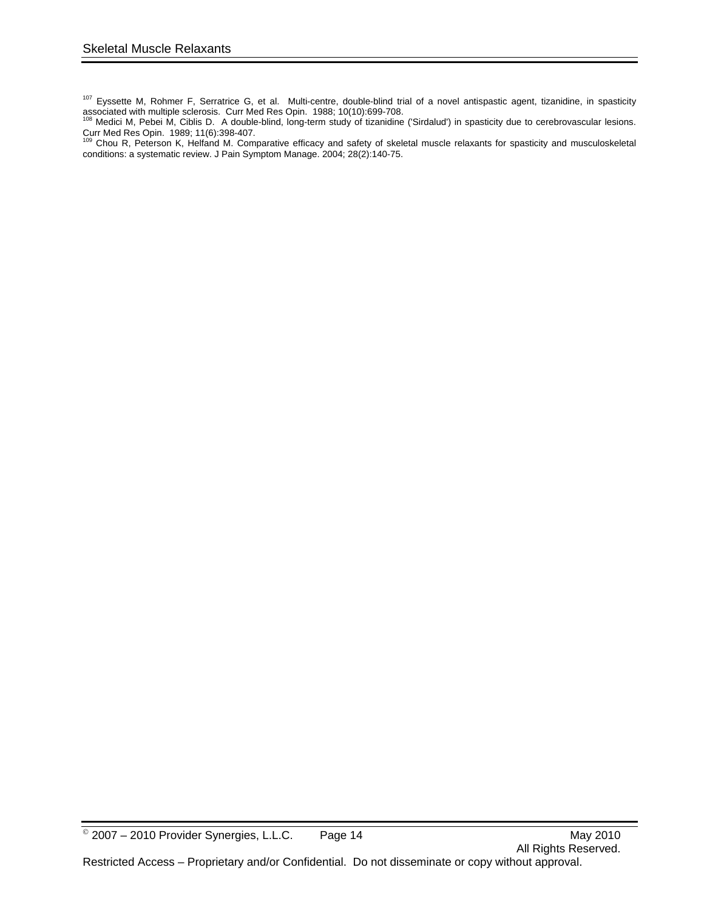[107] Eyssette M, Rohmer F, Serratrice G, et al. Multi-centre, double-blind trial of a novel antispastic agent, tizanidine, in spasticity associated with multiple sclerosis. Curr Med Res Opin. 1988; 10(10):699-708.

[108] Medici M, Pebei M, Ciblis D. A double-blind, long-term study of tizanidine ('Sirdalud') in spasticity due to cerebrovascular lesions. Curr Med Res Opin. 1989; 11(6):398-407.

[109] Chou R, Peterson K, Helfand M. Comparative efficacy and safety of skeletal muscle relaxants for spasticity and musculoskeletal conditions: a systematic review. J Pain Symptom Manage. 2004; 28(2):140-75.